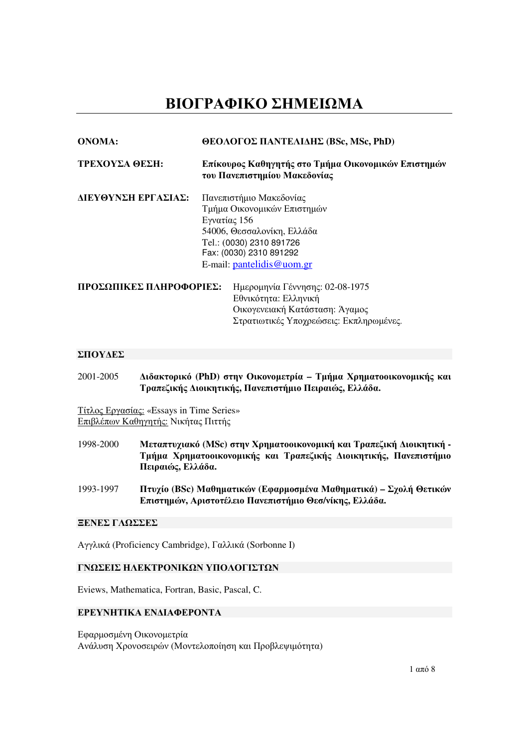# ΒΙΟΓΡΑΦΙΚΟ ΣΗΜΕΙΩΜΑ

**ΟΝΟΜΑ:** **ΘΕΟΛΟΓΟΣ ΠΑΝΤΕΛΙΔΗΣ (BSc, MSc, PhD)**

**ΤΡΕΧΟΥΣΑ ΘΕΣΗ:** **Επίκουρος Καθηγητής στο Τμήμα Οικονομικών Επιστημών του Πανεπιστημίου Μακεδονίας**

**ΔΙΕΥΘΥΝΣΗ ΕΡΓΑΣΙΑΣ:**
Πανεπιστήμιο Μακεδονίας
Τμήμα Οικονομικών Επιστημών
Εγνατίας 156
54006, Θεσσαλονίκη, Ελλάδα
Tel.: (0030) 2310 891726
Fax: (0030) 2310 891292
E-mail: pantelidis@uom.gr

**ΠΡΟΣΩΠΙΚΕΣ ΠΛΗΡΟΦΟΡΙΕΣ:**
Ημερομηνία Γέννησης: 02-08-1975
Εθνικότητα: Ελληνική
Οικογενειακή Κατάσταση: Άγαμος
Στρατιωτικές Υποχρεώσεις: Εκπληρωμένες.

## ΣΠΟΥΔΕΣ

2001-2005 **Διδακτορικό (PhD) στην Οικονομετρία – Τμήμα Χρηματοοικονομικής και Τραπεζικής Διοικητικής, Πανεπιστήμιο Πειραιώς, Ελλάδα.**

Τίτλος Εργασίας: «Essays in Time Series»
Επιβλέπων Καθηγητής: Νικήτας Πιττής

1998-2000 **Μεταπτυχιακό (MSc) στην Χρηματοοικονομική και Τραπεζική Διοικητική - Τμήμα Χρηματοοικονομικής και Τραπεζικής Διοικητικής, Πανεπιστήμιο Πειραιώς, Ελλάδα.**

1993-1997 **Πτυχίο (BSc) Μαθηματικών (Εφαρμοσμένα Μαθηματικά) – Σχολή Θετικών Επιστημών, Αριστοτέλειο Πανεπιστήμιο Θεσ/νίκης, Ελλάδα.**

## ΞΕΝΕΣ ΓΛΩΣΣΕΣ

Αγγλικά (Proficiency Cambridge), Γαλλικά (Sorbonne I)

## ΓΝΩΣΕΙΣ ΗΛΕΚΤΡΟΝΙΚΩΝ ΥΠΟΛΟΓΙΣΤΩΝ

Eviews, Mathematica, Fortran, Basic, Pascal, C.

## ΕΡΕΥΝΗΤΙΚΑ ΕΝΔΙΑΦΕΡΟΝΤΑ

Εφαρμοσμένη Οικονομετρία
Ανάλυση Χρονοσειρών (Μοντελοποίηση και Προβλεψιμότητα)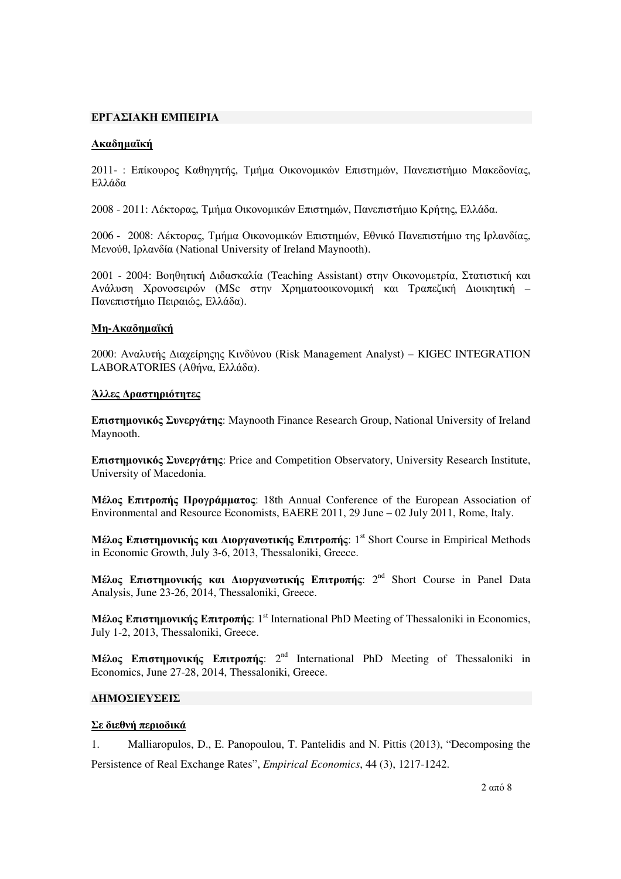## ΕΡΓΑΣΙΑΚΗ ΕΜΠΕΙΡΙΑ

### Ακαδημαϊκή

2011- : Επίκουρος Καθηγητής, Τμήμα Οικονομικών Επιστημών, Πανεπιστήμιο Μακεδονίας, Ελλάδα

2008 - 2011: Λέκτορας, Τμήμα Οικονομικών Επιστημών, Πανεπιστήμιο Κρήτης, Ελλάδα.

2006 - 2008: Λέκτορας, Τμήμα Οικονομικών Επιστημών, Εθνικό Πανεπιστήμιο της Ιρλανδίας, Μενούθ, Ιρλανδία (National University of Ireland Maynooth).

2001 - 2004: Βοηθητική Διδασκαλία (Teaching Assistant) στην Οικονομετρία, Στατιστική και Ανάλυση Χρονοσειρών (MSc στην Χρηματοοικονομική και Τραπεζική Διοικητική – Πανεπιστήμιο Πειραιώς, Ελλάδα).

### Μη-Ακαδημαϊκή

2000: Αναλυτής Διαχείρησης Κινδύνου (Risk Management Analyst) – KIGEC INTEGRATION LABORATORIES (Αθήνα, Ελλάδα).

### Άλλες Δραστηριότητες

**Επιστημονικός Συνεργάτης**: Maynooth Finance Research Group, National University of Ireland Maynooth.

**Επιστημονικός Συνεργάτης**: Price and Competition Observatory, University Research Institute, University of Macedonia.

**Μέλος Επιτροπής Προγράμματος**: 18th Annual Conference of the European Association of Environmental and Resource Economists, EAERE 2011, 29 June – 02 July 2011, Rome, Italy.

**Μέλος Επιστημονικής και Διοργανωτικής Επιτροπής**: 1st Short Course in Empirical Methods in Economic Growth, July 3-6, 2013, Thessaloniki, Greece.

**Μέλος Επιστημονικής και Διοργανωτικής Επιτροπής**: 2nd Short Course in Panel Data Analysis, June 23-26, 2014, Thessaloniki, Greece.

**Μέλος Επιστημονικής Επιτροπής**: 1st International PhD Meeting of Thessaloniki in Economics, July 1-2, 2013, Thessaloniki, Greece.

**Μέλος Επιστημονικής Επιτροπής**: 2nd International PhD Meeting of Thessaloniki in Economics, June 27-28, 2014, Thessaloniki, Greece.

## ΔΗΜΟΣΙΕΥΣΕΙΣ

### Σε διεθνή περιοδικά

1. Malliaropulos, D., E. Panopoulou, T. Pantelidis and N. Pittis (2013), "Decomposing the Persistence of Real Exchange Rates", *Empirical Economics*, 44 (3), 1217-1242.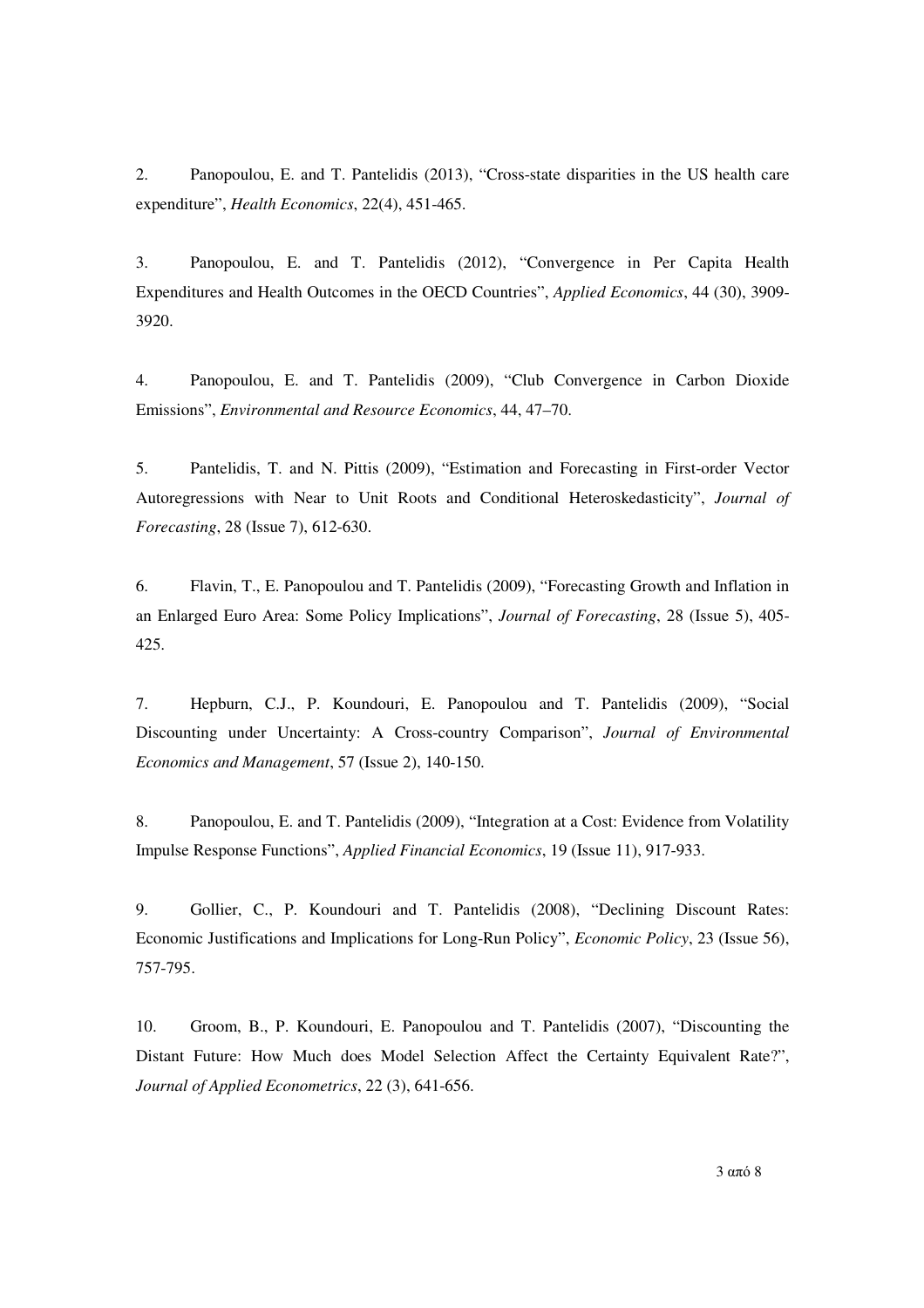2. Panopoulou, E. and T. Pantelidis (2013), "Cross-state disparities in the US health care expenditure", *Health Economics*, 22(4), 451-465.

3. Panopoulou, E. and T. Pantelidis (2012), "Convergence in Per Capita Health Expenditures and Health Outcomes in the OECD Countries", *Applied Economics*, 44 (30), 3909-3920.

4. Panopoulou, E. and T. Pantelidis (2009), "Club Convergence in Carbon Dioxide Emissions", *Environmental and Resource Economics*, 44, 47–70.

5. Pantelidis, T. and N. Pittis (2009), "Estimation and Forecasting in First-order Vector Autoregressions with Near to Unit Roots and Conditional Heteroskedasticity", *Journal of Forecasting*, 28 (Issue 7), 612-630.

6. Flavin, T., E. Panopoulou and T. Pantelidis (2009), "Forecasting Growth and Inflation in an Enlarged Euro Area: Some Policy Implications", *Journal of Forecasting*, 28 (Issue 5), 405-425.

7. Hepburn, C.J., P. Koundouri, E. Panopoulou and T. Pantelidis (2009), "Social Discounting under Uncertainty: A Cross-country Comparison", *Journal of Environmental Economics and Management*, 57 (Issue 2), 140-150.

8. Panopoulou, E. and T. Pantelidis (2009), "Integration at a Cost: Evidence from Volatility Impulse Response Functions", *Applied Financial Economics*, 19 (Issue 11), 917-933.

9. Gollier, C., P. Koundouri and T. Pantelidis (2008), "Declining Discount Rates: Economic Justifications and Implications for Long-Run Policy", *Economic Policy*, 23 (Issue 56), 757-795.

10. Groom, B., P. Koundouri, E. Panopoulou and T. Pantelidis (2007), "Discounting the Distant Future: How Much does Model Selection Affect the Certainty Equivalent Rate?", *Journal of Applied Econometrics*, 22 (3), 641-656.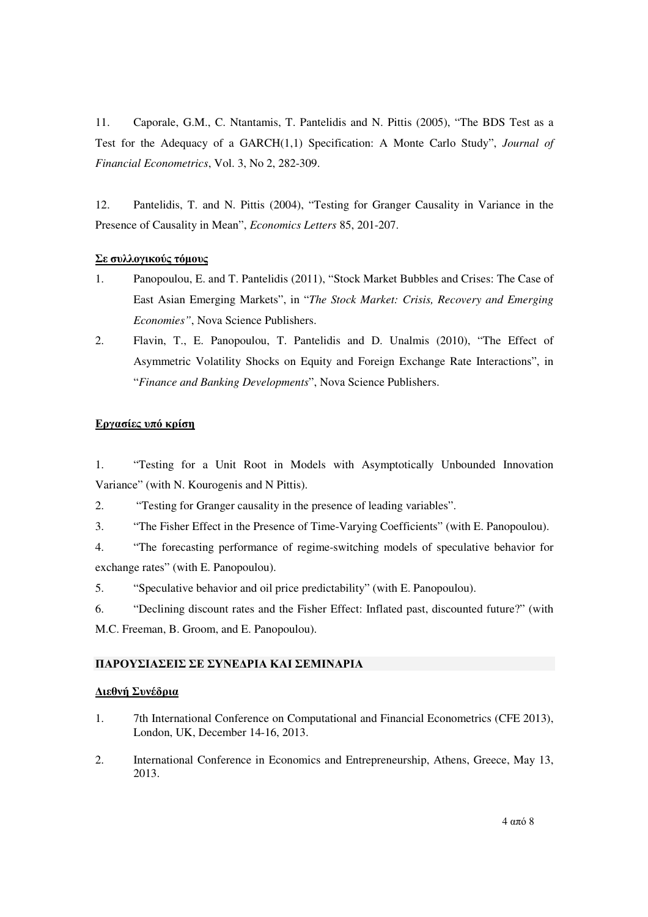11. Caporale, G.M., C. Ntantamis, T. Pantelidis and N. Pittis (2005), "The BDS Test as a Test for the Adequacy of a GARCH(1,1) Specification: A Monte Carlo Study", *Journal of Financial Econometrics*, Vol. 3, No 2, 282-309.

12. Pantelidis, T. and N. Pittis (2004), "Testing for Granger Causality in Variance in the Presence of Causality in Mean", *Economics Letters* 85, 201-207.

**<u>Σε συλλογικούς τόμους</u>**

1. Panopoulou, E. and T. Pantelidis (2011), "Stock Market Bubbles and Crises: The Case of East Asian Emerging Markets", in "*The Stock Market: Crisis, Recovery and Emerging Economies"*, Nova Science Publishers.
2. Flavin, T., E. Panopoulou, T. Pantelidis and D. Unalmis (2010), "The Effect of Asymmetric Volatility Shocks on Equity and Foreign Exchange Rate Interactions", in "*Finance and Banking Developments*", Nova Science Publishers.

**<u>Εργασίες υπό κρίση</u>**

1. "Testing for a Unit Root in Models with Asymptotically Unbounded Innovation Variance" (with N. Kourogenis and N Pittis).
2. "Testing for Granger causality in the presence of leading variables".
3. "The Fisher Effect in the Presence of Time-Varying Coefficients" (with E. Panopoulou).
4. "The forecasting performance of regime-switching models of speculative behavior for exchange rates" (with E. Panopoulou).
5. "Speculative behavior and oil price predictability" (with E. Panopoulou).
6. "Declining discount rates and the Fisher Effect: Inflated past, discounted future?" (with M.C. Freeman, B. Groom, and E. Panopoulou).

## ΠΑΡΟΥΣΙΑΣΕΙΣ ΣΕ ΣΥΝΕΔΡΙΑ ΚΑΙ ΣΕΜΙΝΑΡΙΑ

**<u>Διεθνή Συνέδρια</u>**

1. 7th International Conference on Computational and Financial Econometrics (CFE 2013), London, UK, December 14-16, 2013.
2. International Conference in Economics and Entrepreneurship, Athens, Greece, May 13, 2013.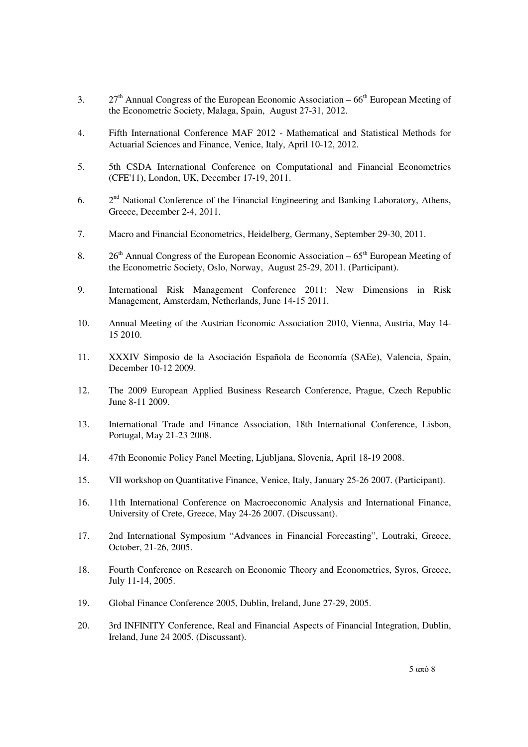3. 27th Annual Congress of the European Economic Association – 66th European Meeting of the Econometric Society, Malaga, Spain, August 27-31, 2012.

4. Fifth International Conference MAF 2012 - Mathematical and Statistical Methods for Actuarial Sciences and Finance, Venice, Italy, April 10-12, 2012.

5. 5th CSDA International Conference on Computational and Financial Econometrics (CFE'11), London, UK, December 17-19, 2011.

6. 2nd National Conference of the Financial Engineering and Banking Laboratory, Athens, Greece, December 2-4, 2011.

7. Macro and Financial Econometrics, Heidelberg, Germany, September 29-30, 2011.

8. 26th Annual Congress of the European Economic Association – 65th European Meeting of the Econometric Society, Oslo, Norway, August 25-29, 2011. (Participant).

9. International Risk Management Conference 2011: New Dimensions in Risk Management, Amsterdam, Netherlands, June 14-15 2011.

10. Annual Meeting of the Austrian Economic Association 2010, Vienna, Austria, May 14-15 2010.

11. XXXIV Simposio de la Asociación Española de Economía (SAEe), Valencia, Spain, December 10-12 2009.

12. The 2009 European Applied Business Research Conference, Prague, Czech Republic June 8-11 2009.

13. International Trade and Finance Association, 18th International Conference, Lisbon, Portugal, May 21-23 2008.

14. 47th Economic Policy Panel Meeting, Ljubljana, Slovenia, April 18-19 2008.

15. VII workshop on Quantitative Finance, Venice, Italy, January 25-26 2007. (Participant).

16. 11th International Conference on Macroeconomic Analysis and International Finance, University of Crete, Greece, May 24-26 2007. (Discussant).

17. 2nd International Symposium "Advances in Financial Forecasting", Loutraki, Greece, October, 21-26, 2005.

18. Fourth Conference on Research on Economic Theory and Econometrics, Syros, Greece, July 11-14, 2005.

19. Global Finance Conference 2005, Dublin, Ireland, June 27-29, 2005.

20. 3rd INFINITY Conference, Real and Financial Aspects of Financial Integration, Dublin, Ireland, June 24 2005. (Discussant).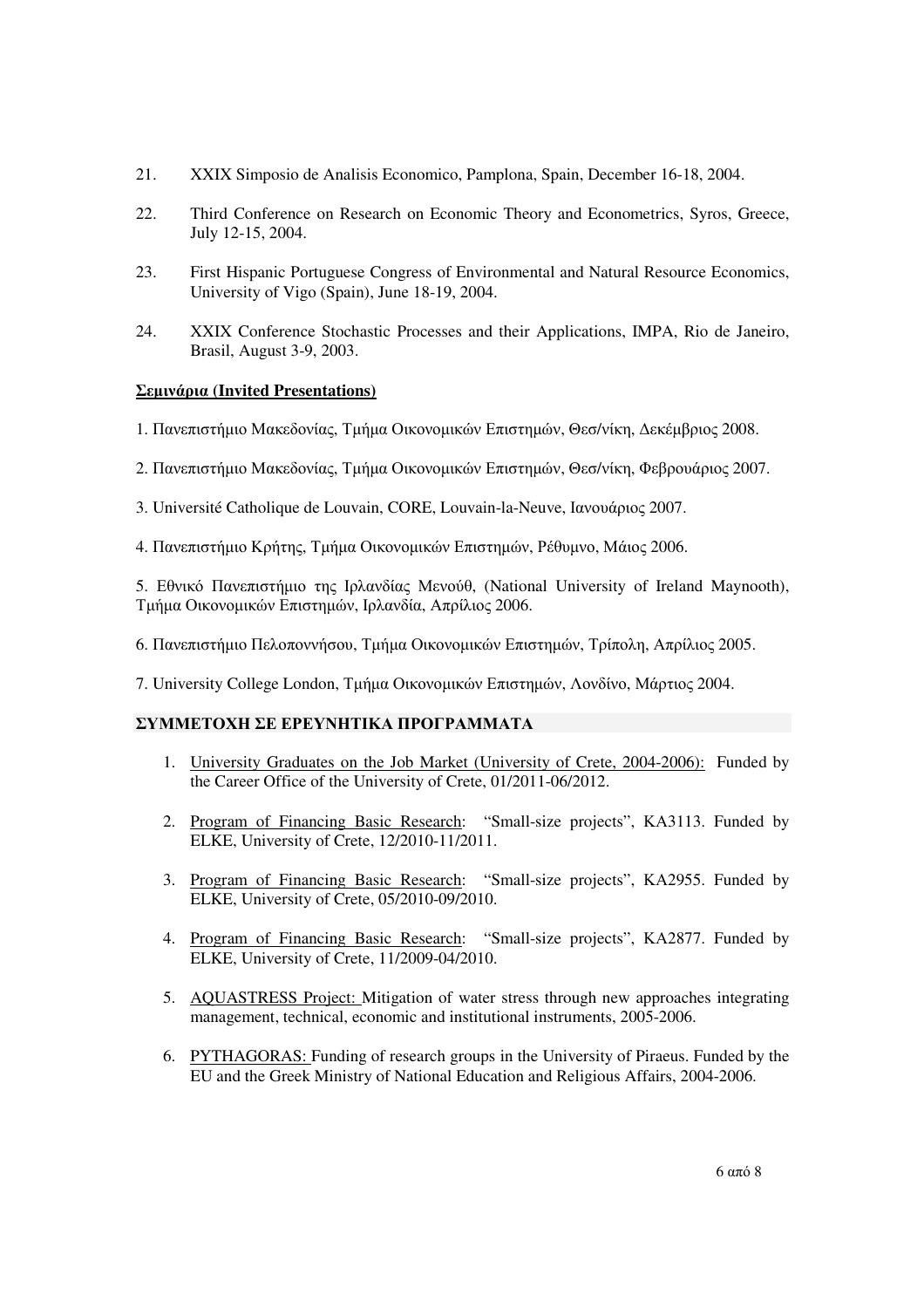21. XXIX Simposio de Analisis Economico, Pamplona, Spain, December 16-18, 2004.

22. Third Conference on Research on Economic Theory and Econometrics, Syros, Greece, July 12-15, 2004.

23. First Hispanic Portuguese Congress of Environmental and Natural Resource Economics, University of Vigo (Spain), June 18-19, 2004.

24. XXIX Conference Stochastic Processes and their Applications, IMPA, Rio de Janeiro, Brasil, August 3-9, 2003.

**<u>Σεμινάρια (Invited Presentations)</u>**

1. Πανεπιστήμιο Μακεδονίας, Τμήμα Οικονομικών Επιστημών, Θεσ/νίκη, Δεκέμβριος 2008.

2. Πανεπιστήμιο Μακεδονίας, Τμήμα Οικονομικών Επιστημών, Θεσ/νίκη, Φεβρουάριος 2007.

3. Université Catholique de Louvain, CORE, Louvain-la-Neuve, Ιανουάριος 2007.

4. Πανεπιστήμιο Κρήτης, Τμήμα Οικονομικών Επιστημών, Ρέθυμνο, Μάιος 2006.

5. Εθνικό Πανεπιστήμιο της Ιρλανδίας Μενούθ, (National University of Ireland Maynooth), Τμήμα Οικονομικών Επιστημών, Ιρλανδία, Απρίλιος 2006.

6. Πανεπιστήμιο Πελοποννήσου, Τμήμα Οικονομικών Επιστημών, Τρίπολη, Απρίλιος 2005.

7. University College London, Τμήμα Οικονομικών Επιστημών, Λονδίνο, Μάρτιος 2004.

**ΣΥΜΜΕΤΟΧΗ ΣΕ ΕΡΕΥΝΗΤΙΚΑ ΠΡΟΓΡΑΜΜΑΤΑ**

1. <u>University Graduates on the Job Market (University of Crete, 2004-2006):</u> Funded by the Career Office of the University of Crete, 01/2011-06/2012.

2. <u>Program of Financing Basic Research</u>: "Small-size projects", KA3113. Funded by ELKE, University of Crete, 12/2010-11/2011.

3. <u>Program of Financing Basic Research</u>: "Small-size projects", KA2955. Funded by ELKE, University of Crete, 05/2010-09/2010.

4. <u>Program of Financing Basic Research</u>: "Small-size projects", KA2877. Funded by ELKE, University of Crete, 11/2009-04/2010.

5. <u>AQUASTRESS Project:</u> Mitigation of water stress through new approaches integrating management, technical, economic and institutional instruments, 2005-2006.

6. <u>PYTHAGORAS:</u> Funding of research groups in the University of Piraeus. Funded by the EU and the Greek Ministry of National Education and Religious Affairs, 2004-2006.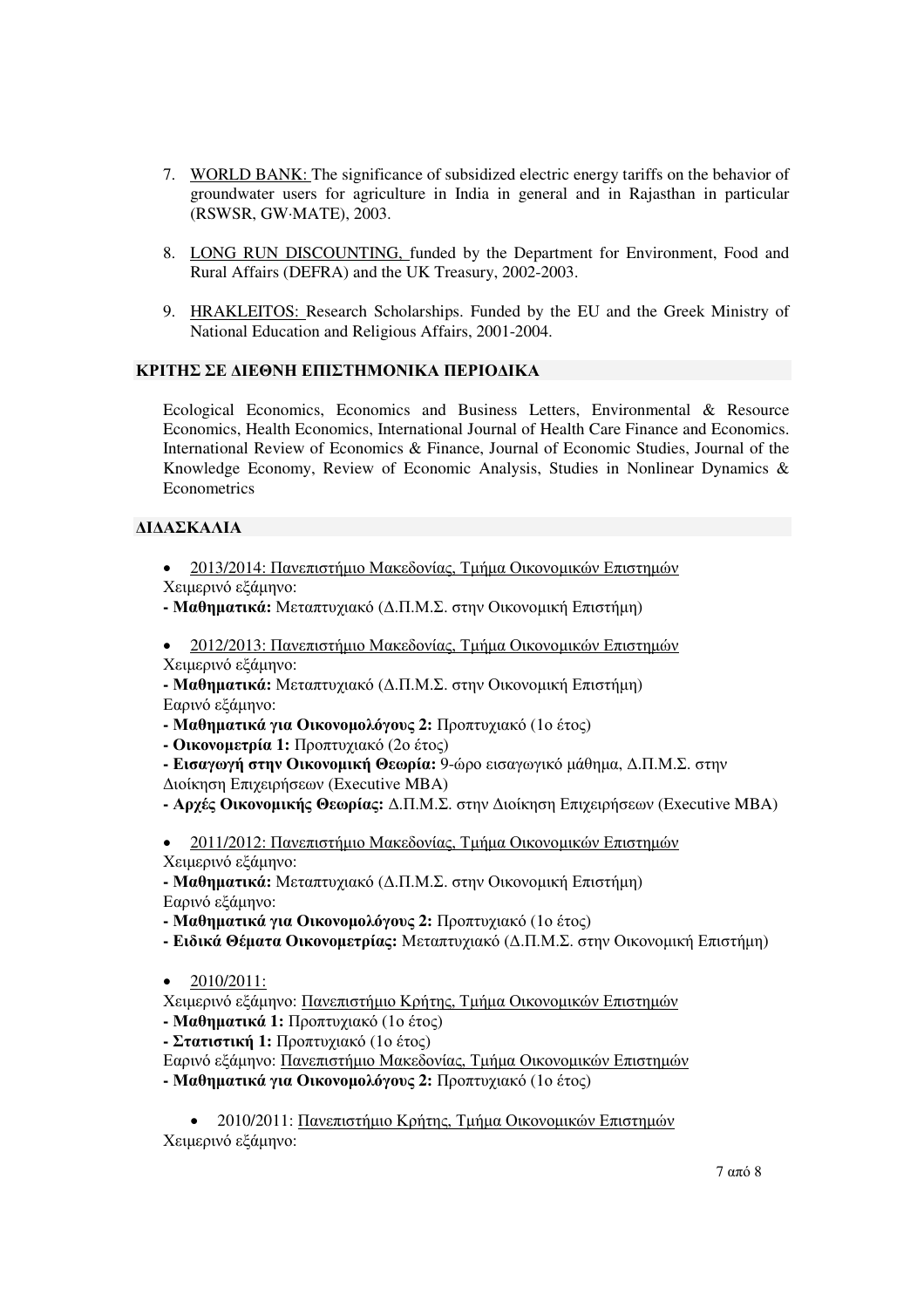7. <u>WORLD BANK:</u> The significance of subsidized electric energy tariffs on the behavior of groundwater users for agriculture in India in general and in Rajasthan in particular (RSWSR, GW·MATE), 2003.

8. <u>LONG RUN DISCOUNTING,</u> funded by the Department for Environment, Food and Rural Affairs (DEFRA) and the UK Treasury, 2002-2003.

9. <u>HRAKLEITOS:</u> Research Scholarships. Funded by the EU and the Greek Ministry of National Education and Religious Affairs, 2001-2004.

## ΚΡΙΤΗΣ ΣΕ ΔΙΕΘΝΗ ΕΠΙΣΤΗΜΟΝΙΚΑ ΠΕΡΙΟΔΙΚΑ

Ecological Economics, Economics and Business Letters, Environmental & Resource Economics, Health Economics, International Journal of Health Care Finance and Economics. International Review of Economics & Finance, Journal of Economic Studies, Journal of the Knowledge Economy, Review of Economic Analysis, Studies in Nonlinear Dynamics & Econometrics

## ΔΙΔΑΣΚΑΛΙΑ

- <u>2013/2014: Πανεπιστήμιο Μακεδονίας, Τμήμα Οικονομικών Επιστημών</u>

Χειμερινό εξάμηνο:
- **Μαθηματικά:** Μεταπτυχιακό (Δ.Π.Μ.Σ. στην Οικονομική Επιστήμη)

- <u>2012/2013: Πανεπιστήμιο Μακεδονίας, Τμήμα Οικονομικών Επιστημών</u>

Χειμερινό εξάμηνο:
- **Μαθηματικά:** Μεταπτυχιακό (Δ.Π.Μ.Σ. στην Οικονομική Επιστήμη)

Εαρινό εξάμηνο:
- **Μαθηματικά για Οικονομολόγους 2:** Προπτυχιακό (1ο έτος)
- **Οικονομετρία 1:** Προπτυχιακό (2ο έτος)
- **Εισαγωγή στην Οικονομική Θεωρία:** 9-ώρο εισαγωγικό μάθημα, Δ.Π.Μ.Σ. στην Διοίκηση Επιχειρήσεων (Executive MBA)
- **Αρχές Οικονομικής Θεωρίας:** Δ.Π.Μ.Σ. στην Διοίκηση Επιχειρήσεων (Executive MBA)

- <u>2011/2012: Πανεπιστήμιο Μακεδονίας, Τμήμα Οικονομικών Επιστημών</u>

Χειμερινό εξάμηνο:
- **Μαθηματικά:** Μεταπτυχιακό (Δ.Π.Μ.Σ. στην Οικονομική Επιστήμη)

Εαρινό εξάμηνο:
- **Μαθηματικά για Οικονομολόγους 2:** Προπτυχιακό (1ο έτος)
- **Ειδικά Θέματα Οικονομετρίας:** Μεταπτυχιακό (Δ.Π.Μ.Σ. στην Οικονομική Επιστήμη)

- <u>2010/2011:</u>

Χειμερινό εξάμηνο: <u>Πανεπιστήμιο Κρήτης, Τμήμα Οικονομικών Επιστημών</u>
- **Μαθηματικά 1:** Προπτυχιακό (1ο έτος)
- **Στατιστική 1:** Προπτυχιακό (1ο έτος)

Εαρινό εξάμηνο: <u>Πανεπιστήμιο Μακεδονίας, Τμήμα Οικονομικών Επιστημών</u>
- **Μαθηματικά για Οικονομολόγους 2:** Προπτυχιακό (1ο έτος)

- 2010/2011: <u>Πανεπιστήμιο Κρήτης, Τμήμα Οικονομικών Επιστημών</u>

Χειμερινό εξάμηνο: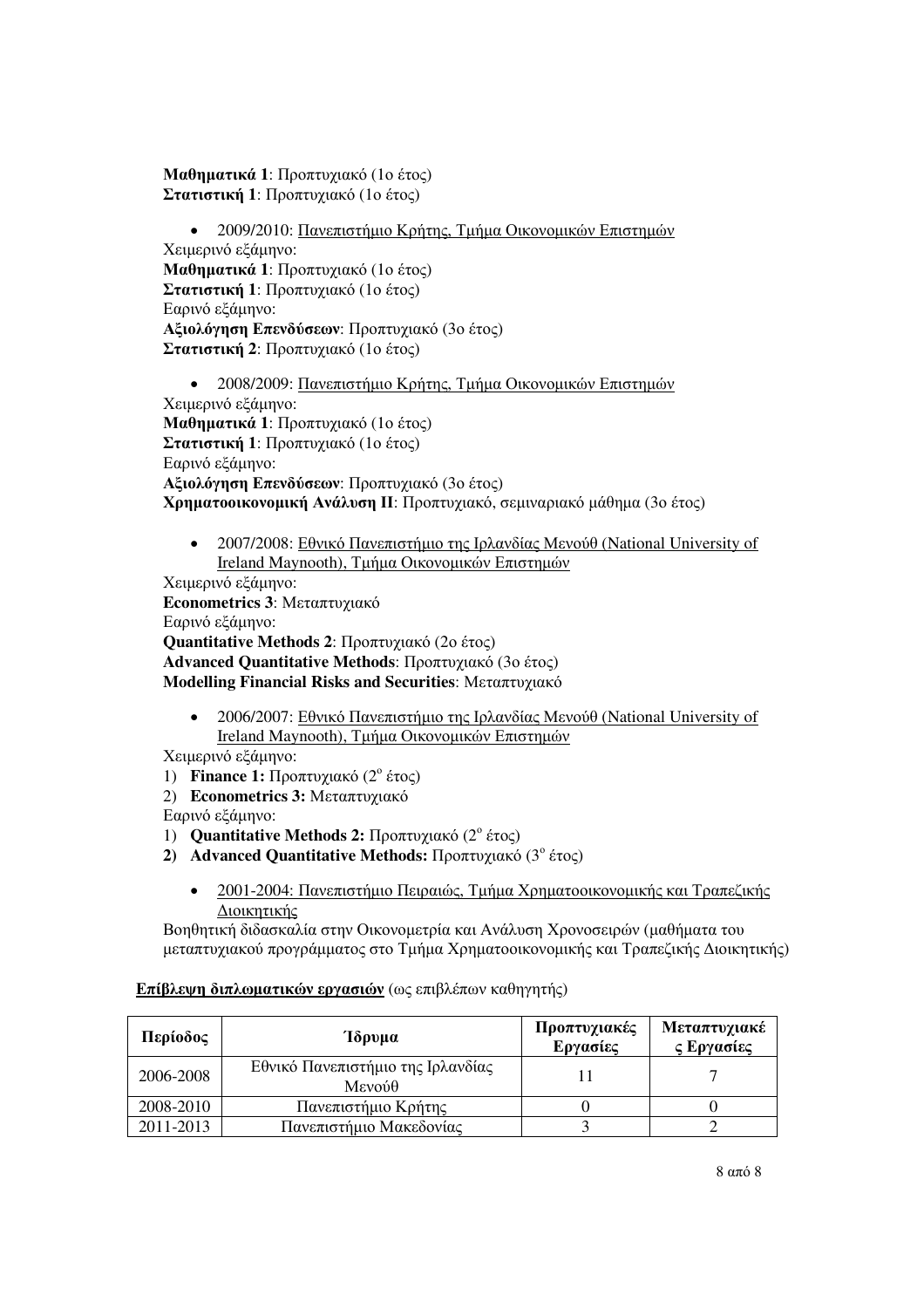**Μαθηματικά 1**: Προπτυχιακό (1ο έτος)
**Στατιστική 1**: Προπτυχιακό (1ο έτος)

- 2009/2010: Πανεπιστήμιο Κρήτης, Τμήμα Οικονομικών Επιστημών

Χειμερινό εξάμηνο:
**Μαθηματικά 1**: Προπτυχιακό (1ο έτος)
**Στατιστική 1**: Προπτυχιακό (1ο έτος)
Εαρινό εξάμηνο:
**Αξιολόγηση Επενδύσεων**: Προπτυχιακό (3ο έτος)
**Στατιστική 2**: Προπτυχιακό (1ο έτος)

- 2008/2009: Πανεπιστήμιο Κρήτης, Τμήμα Οικονομικών Επιστημών

Χειμερινό εξάμηνο:
**Μαθηματικά 1**: Προπτυχιακό (1ο έτος)
**Στατιστική 1**: Προπτυχιακό (1ο έτος)
Εαρινό εξάμηνο:
**Αξιολόγηση Επενδύσεων**: Προπτυχιακό (3ο έτος)
**Χρηματοοικονομική Ανάλυση ΙΙ**: Προπτυχιακό, σεμιναριακό μάθημα (3ο έτος)

- 2007/2008: Εθνικό Πανεπιστήμιο της Ιρλανδίας Μενούθ (National University of Ireland Maynooth), Τμήμα Οικονομικών Επιστημών

Χειμερινό εξάμηνο:
**Econometrics 3**: Μεταπτυχιακό
Εαρινό εξάμηνο:
**Quantitative Methods 2**: Προπτυχιακό (2ο έτος)
**Advanced Quantitative Methods**: Προπτυχιακό (3ο έτος)
**Modelling Financial Risks and Securities**: Μεταπτυχιακό

- 2006/2007: Εθνικό Πανεπιστήμιο της Ιρλανδίας Μενούθ (National University of Ireland Maynooth), Τμήμα Οικονομικών Επιστημών

Χειμερινό εξάμηνο:
1) **Finance 1:** Προπτυχιακό (2ο έτος)
2) **Econometrics 3:** Μεταπτυχιακό

Εαρινό εξάμηνο:
1) **Quantitative Methods 2:** Προπτυχιακό (2ο έτος)
2) **Advanced Quantitative Methods:** Προπτυχιακό (3ο έτος)

- 2001-2004: Πανεπιστήμιο Πειραιώς, Τμήμα Χρηματοοικονομικής και Τραπεζικής Διοικητικής

Βοηθητική διδασκαλία στην Οικονομετρία και Ανάλυση Χρονοσειρών (μαθήματα του μεταπτυχιακού προγράμματος στο Τμήμα Χρηματοοικονομικής και Τραπεζικής Διοικητικής)

**Επίβλεψη διπλωματικών εργασιών** (ως επιβλέπων καθηγητής)

| Περίοδος | Ίδρυμα | Προπτυχιακές Εργασίες | Μεταπτυχιακές Εργασίες |
|---|---|---|---|
| 2006-2008 | Εθνικό Πανεπιστήμιο της Ιρλανδίας Μενούθ | 11 | 7 |
| 2008-2010 | Πανεπιστήμιο Κρήτης | 0 | 0 |
| 2011-2013 | Πανεπιστήμιο Μακεδονίας | 3 | 2 |